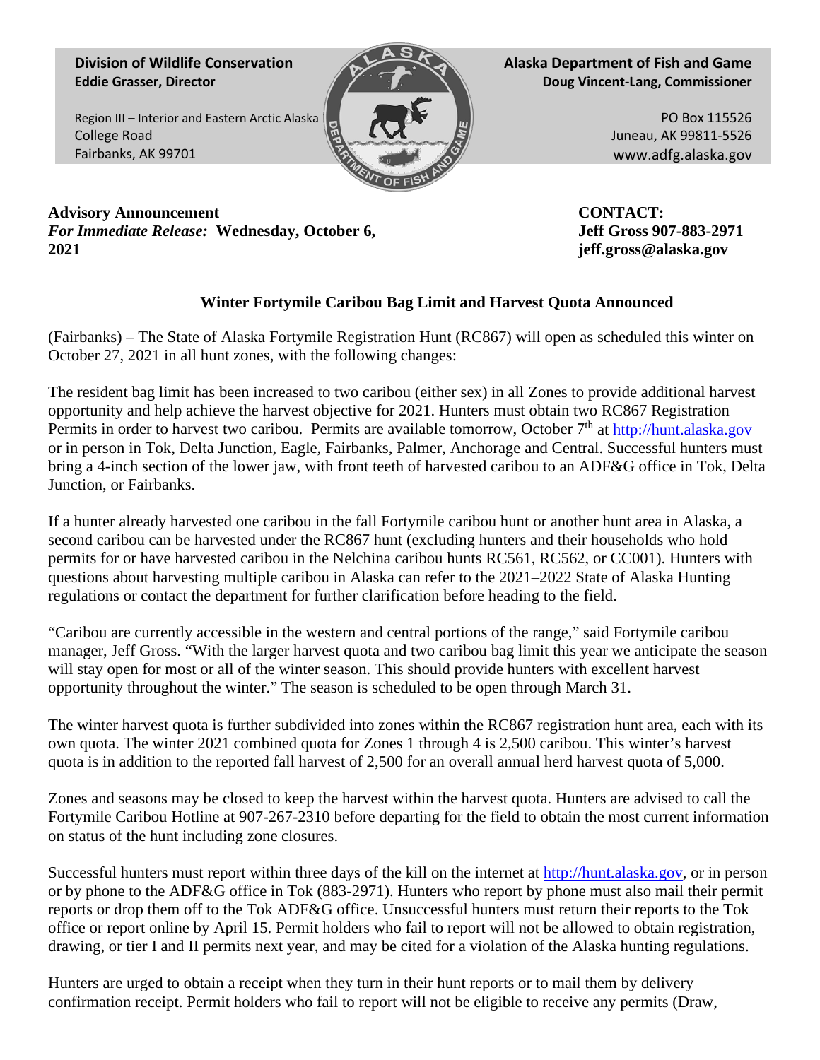**Division of Wildlife Conservation**
**Eddie Grasser, Director**

Region III – Interior and Eastern Arctic Alaska
College Road
Fairbanks, AK 99701

**Alaska Department of Fish and Game**
**Doug Vincent-Lang, Commissioner**

PO Box 115526
Juneau, AK 99811-5526
www.adfg.alaska.gov

**Advisory Announcement**
***For Immediate Release:*** **Wednesday, October 6, 2021**

**CONTACT:**
**Jeff Gross 907-883-2971**
**jeff.gross@alaska.gov**

## Winter Fortymile Caribou Bag Limit and Harvest Quota Announced

(Fairbanks) – The State of Alaska Fortymile Registration Hunt (RC867) will open as scheduled this winter on October 27, 2021 in all hunt zones, with the following changes:

The resident bag limit has been increased to two caribou (either sex) in all Zones to provide additional harvest opportunity and help achieve the harvest objective for 2021. Hunters must obtain two RC867 Registration Permits in order to harvest two caribou. Permits are available tomorrow, October 7th at http://hunt.alaska.gov or in person in Tok, Delta Junction, Eagle, Fairbanks, Palmer, Anchorage and Central. Successful hunters must bring a 4-inch section of the lower jaw, with front teeth of harvested caribou to an ADF&G office in Tok, Delta Junction, or Fairbanks.

If a hunter already harvested one caribou in the fall Fortymile caribou hunt or another hunt area in Alaska, a second caribou can be harvested under the RC867 hunt (excluding hunters and their households who hold permits for or have harvested caribou in the Nelchina caribou hunts RC561, RC562, or CC001). Hunters with questions about harvesting multiple caribou in Alaska can refer to the 2021–2022 State of Alaska Hunting regulations or contact the department for further clarification before heading to the field.

"Caribou are currently accessible in the western and central portions of the range," said Fortymile caribou manager, Jeff Gross. "With the larger harvest quota and two caribou bag limit this year we anticipate the season will stay open for most or all of the winter season. This should provide hunters with excellent harvest opportunity throughout the winter." The season is scheduled to be open through March 31.

The winter harvest quota is further subdivided into zones within the RC867 registration hunt area, each with its own quota. The winter 2021 combined quota for Zones 1 through 4 is 2,500 caribou. This winter's harvest quota is in addition to the reported fall harvest of 2,500 for an overall annual herd harvest quota of 5,000.

Zones and seasons may be closed to keep the harvest within the harvest quota. Hunters are advised to call the Fortymile Caribou Hotline at 907-267-2310 before departing for the field to obtain the most current information on status of the hunt including zone closures.

Successful hunters must report within three days of the kill on the internet at http://hunt.alaska.gov, or in person or by phone to the ADF&G office in Tok (883-2971). Hunters who report by phone must also mail their permit reports or drop them off to the Tok ADF&G office. Unsuccessful hunters must return their reports to the Tok office or report online by April 15. Permit holders who fail to report will not be allowed to obtain registration, drawing, or tier I and II permits next year, and may be cited for a violation of the Alaska hunting regulations.

Hunters are urged to obtain a receipt when they turn in their hunt reports or to mail them by delivery confirmation receipt. Permit holders who fail to report will not be eligible to receive any permits (Draw,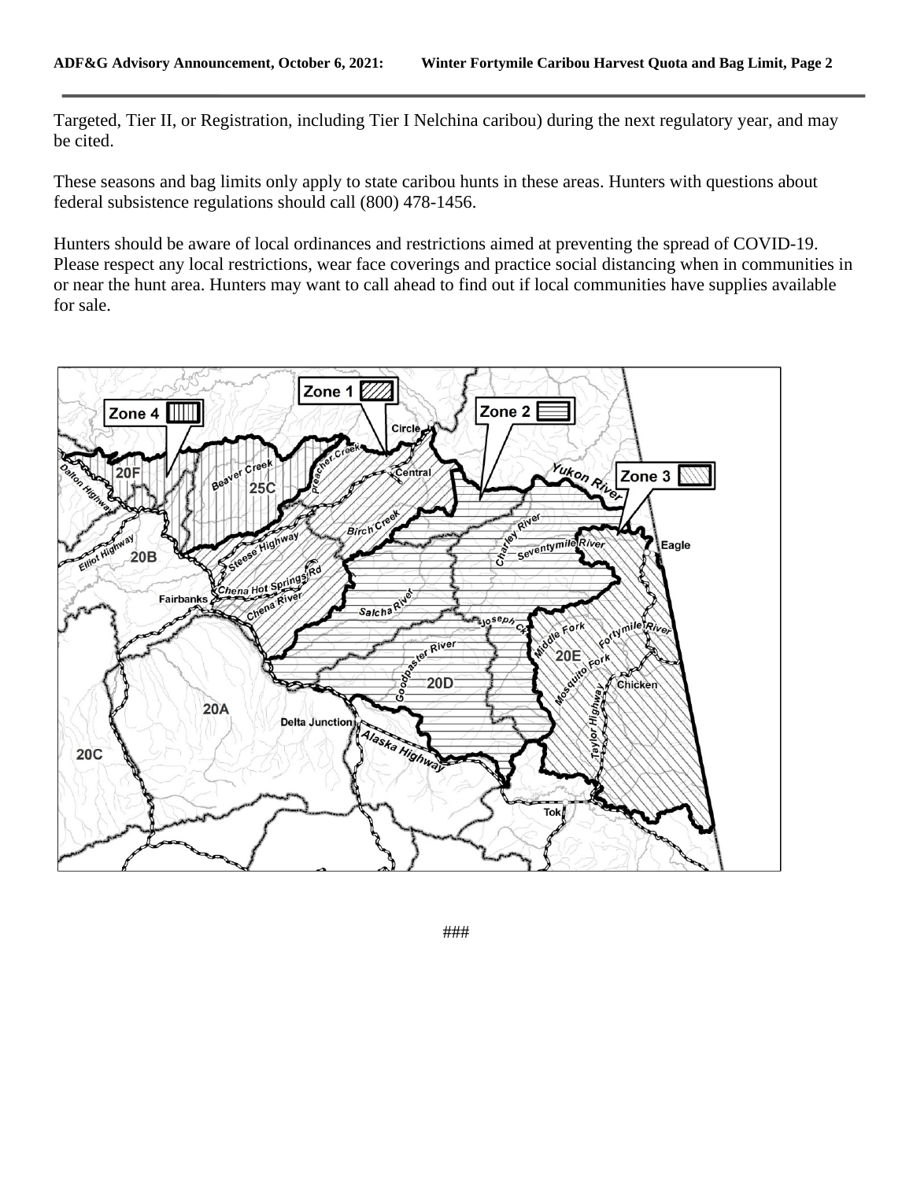Targeted, Tier II, or Registration, including Tier I Nelchina caribou) during the next regulatory year, and may be cited.

These seasons and bag limits only apply to state caribou hunts in these areas. Hunters with questions about federal subsistence regulations should call (800) 478-1456.

Hunters should be aware of local ordinances and restrictions aimed at preventing the spread of COVID-19. Please respect any local restrictions, wear face coverings and practice social distancing when in communities in or near the hunt area. Hunters may want to call ahead to find out if local communities have supplies available for sale.

Zone 1
Zone 2
Zone 3
Zone 4
20F
25C
20B
20A
20C
20D
20E
Dalton Highway
Elliot Highway
Steese Highway
Chena Hot Springs Rd
Chena River
Beaver Creek
Preacher Creek
Birch Creek
Circle
Central
Yukon River
Charley River
Seventymile River
Eagle
Salcha River
Joseph Ck
Goodpaster River
Middle Fork
Fortymile River
Mosquito Fork
Chicken
Taylor Highway
Fairbanks
Delta Junction
Alaska Highway
Tok

###